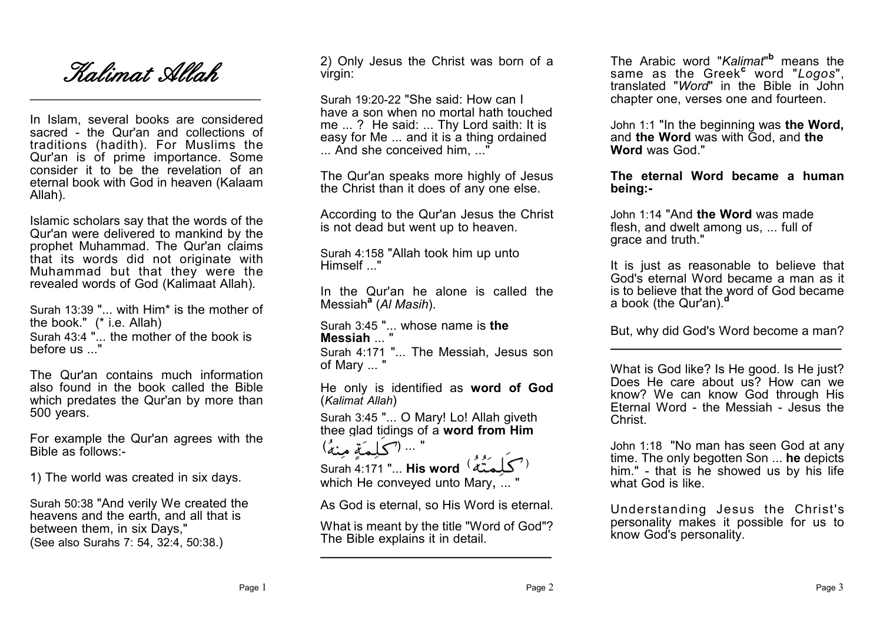# Kalimat Allah

In Islam, several books are considered sacred - the Qur'an and collections of traditions (hadith). For Muslims the Qur'an is of prime importance. Some consider it to be the revelation of an eternal book with God in heaven (Kalaam Allah).

Islamic scholars say that the words of the Qur'an were delivered to mankind by the prophet Muhammad. The Qur'an claims that its words did not originate with Muhammad but that they were the revealed words of God (Kalimaat Allah).

Surah 13:39 "... with Him* is the mother of the book." (* i.e. Allah)
Surah 43:4 "... the mother of the book is before us ..."

The Qur'an contains much information also found in the book called the Bible which predates the Qur'an by more than 500 years.

For example the Qur'an agrees with the Bible as follows:-

1) The world was created in six days.

Surah 50:38 "And verily We created the heavens and the earth, and all that is between them, in six Days,"
(See also Surahs 7: 54, 32:4, 50:38.)

2) Only Jesus the Christ was born of a virgin:

Surah 19:20-22 "She said: How can I have a son when no mortal hath touched me ... ? He said: ... Thy Lord saith: It is easy for Me ... and it is a thing ordained ... And she conceived him, ..."

The Qur'an speaks more highly of Jesus the Christ than it does of any one else.

According to the Qur'an Jesus the Christ is not dead but went up to heaven.

Surah 4:158 "Allah took him up unto Himself ..."

In the Qur'an he alone is called the Messiah[a] (*Al Masih*).

Surah 3:45 "... whose name is **the Messiah** ... "
Surah 4:171 "... The Messiah, Jesus son of Mary ... "

He only is identified as **word of God** (*Kalimat Allah*)

Surah 3:45 "... O Mary! Lo! Allah giveth thee glad tidings of a **word from Him** (كَلِمَةٍ مِنهُ) ... "
Surah 4:171 "... **His word** (كَلِمَتُهُ) which He conveyed unto Mary, ... "

As God is eternal, so His Word is eternal.

What is meant by the title "Word of God"? The Bible explains it in detail.

---

The Arabic word "*Kalimat*"[b] means the same as the Greek[c] word "*Logos*", translated "*Word*" in the Bible in John chapter one, verses one and fourteen.

John 1:1 "In the beginning was **the Word,** and **the Word** was with God, and **the Word** was God."

**The eternal Word became a human being:-**

John 1:14 "And **the Word** was made flesh, and dwelt among us, ... full of grace and truth."

It is just as reasonable to believe that God's eternal Word became a man as it is to believe that the word of God became a book (the Qur'an).[d]

But, why did God's Word become a man?

---

What is God like? Is He good. Is He just? Does He care about us? How can we know? We can know God through His Eternal Word - the Messiah - Jesus the Christ.

John 1:18 "No man has seen God at any time. The only begotten Son ... **he** depicts him." - that is he showed us by his life what God is like.

Understanding Jesus the Christ's personality makes it possible for us to know God's personality.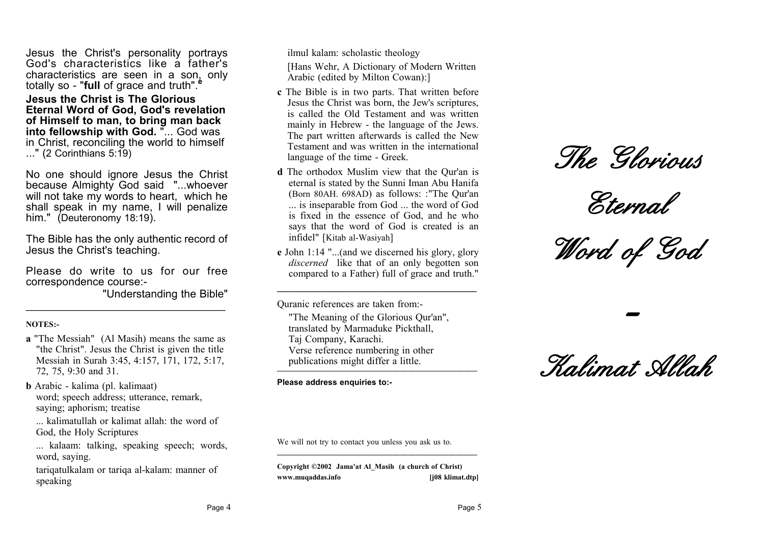Jesus the Christ's personality portrays God's characteristics like a father's characteristics are seen in a son, only totally so - "**full** of grace and truth".[e]

**Jesus the Christ is The Glorious Eternal Word of God, God's revelation of Himself to man, to bring man back into fellowship with God.** "... God was in Christ, reconciling the world to himself ..." (2 Corinthians 5:19)

No one should ignore Jesus the Christ because Almighty God said "...whoever will not take my words to heart, which he shall speak in my name, I will penalize him." (Deuteronomy 18:19).

The Bible has the only authentic record of Jesus the Christ's teaching.

Please do write to us for our free correspondence course:- "Understanding the Bible"

---

**NOTES:-**

**a** "The Messiah" (Al Masih) means the same as "the Christ". Jesus the Christ is given the title Messiah in Surah 3:45, 4:157, 171, 172, 5:17, 72, 75, 9:30 and 31.

**b** Arabic - kalima (pl. kalimaat) word; speech address; utterance, remark, saying; aphorism; treatise

... kalimatullah or kalimat allah: the word of God, the Holy Scriptures

... kalaam: talking, speaking speech; words, word, saying.

tariqatulkalam or tariqa al-kalam: manner of speaking

ilmul kalam: scholastic theology

[Hans Wehr, A Dictionary of Modern Written Arabic (edited by Milton Cowan):]

**c** The Bible is in two parts. That written before Jesus the Christ was born, the Jew's scriptures, is called the Old Testament and was written mainly in Hebrew - the language of the Jews. The part written afterwards is called the New Testament and was written in the international language of the time - Greek.

**d** The orthodox Muslim view that the Qur'an is eternal is stated by the Sunni Iman Abu Hanifa (Born 80AH. 698AD) as follows: :"The Qur'an ... is inseparable from God ... the word of God is fixed in the essence of God, and he who says that the word of God is created is an infidel" [Kitab al-Wasiyah]

**e** John 1:14 "...(and we discerned his glory, glory *discerned* like that of an only begotten son compared to a Father) full of grace and truth."

---

Quranic references are taken from:-

"The Meaning of the Glorious Qur'an", translated by Marmaduke Pickthall, Taj Company, Karachi. Verse reference numbering in other publications might differ a little.

---

**Please address enquiries to:-**

We will not try to contact you unless you ask us to.

---

**Copyright ©2002 Jama'at Al_Masih (a church of Christ)**
**www.muqaddas.info** **[j08 klimat.dtp]**

# The Glorious Eternal Word of God - Kalimat Allah